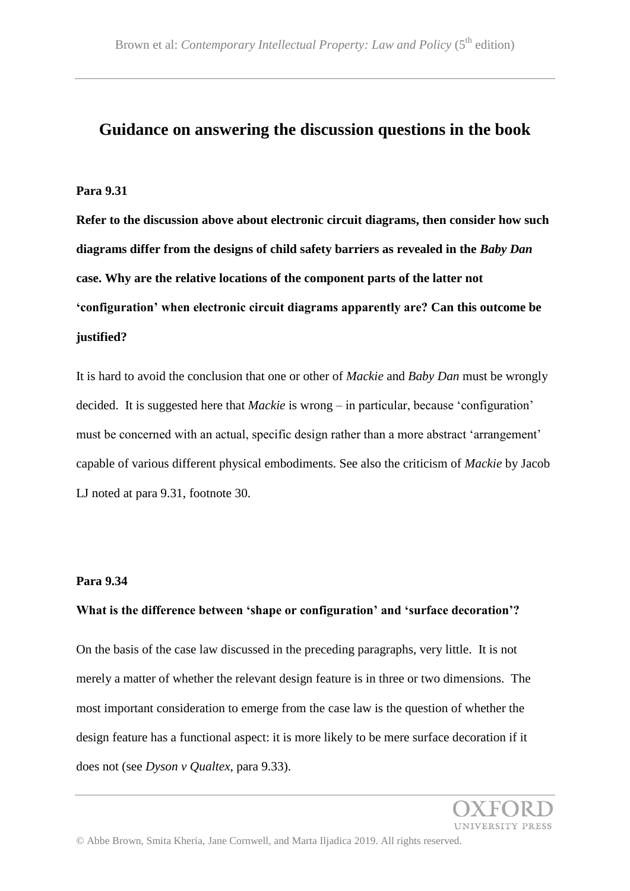# Guidance on answering the discussion questions in the book

**Para 9.31**

**Refer to the discussion above about electronic circuit diagrams, then consider how such diagrams differ from the designs of child safety barriers as revealed in the *Baby Dan* case. Why are the relative locations of the component parts of the latter not 'configuration' when electronic circuit diagrams apparently are? Can this outcome be justified?**

It is hard to avoid the conclusion that one or other of *Mackie* and *Baby Dan* must be wrongly decided. It is suggested here that *Mackie* is wrong – in particular, because 'configuration' must be concerned with an actual, specific design rather than a more abstract 'arrangement' capable of various different physical embodiments. See also the criticism of *Mackie* by Jacob LJ noted at para 9.31, footnote 30.

**Para 9.34**

**What is the difference between 'shape or configuration' and 'surface decoration'?**

On the basis of the case law discussed in the preceding paragraphs, very little. It is not merely a matter of whether the relevant design feature is in three or two dimensions. The most important consideration to emerge from the case law is the question of whether the design feature has a functional aspect: it is more likely to be mere surface decoration if it does not (see *Dyson v Qualtex*, para 9.33).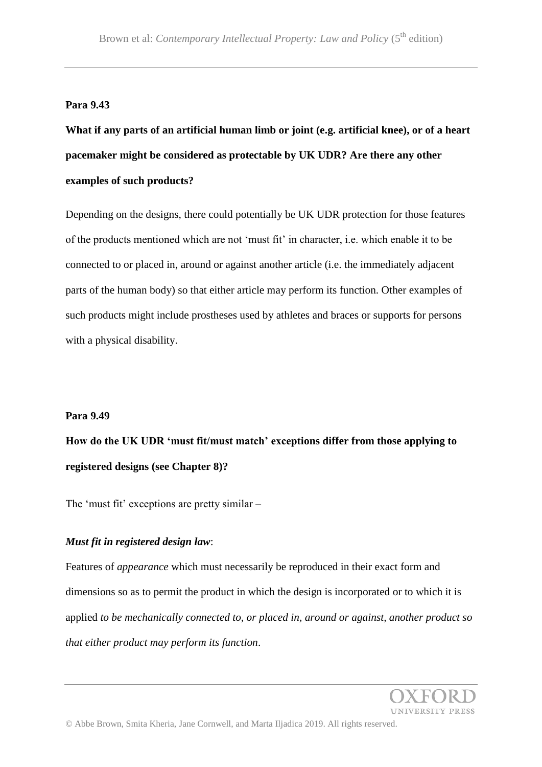**Para 9.43**

**What if any parts of an artificial human limb or joint (e.g. artificial knee), or of a heart pacemaker might be considered as protectable by UK UDR? Are there any other examples of such products?**

Depending on the designs, there could potentially be UK UDR protection for those features of the products mentioned which are not 'must fit' in character, i.e. which enable it to be connected to or placed in, around or against another article (i.e. the immediately adjacent parts of the human body) so that either article may perform its function. Other examples of such products might include prostheses used by athletes and braces or supports for persons with a physical disability.

**Para 9.49**

**How do the UK UDR 'must fit/must match' exceptions differ from those applying to registered designs (see Chapter 8)?**

The 'must fit' exceptions are pretty similar –

***Must fit in registered design law***:

Features of *appearance* which must necessarily be reproduced in their exact form and dimensions so as to permit the product in which the design is incorporated or to which it is applied *to be mechanically connected to, or placed in, around or against, another product so that either product may perform its function*.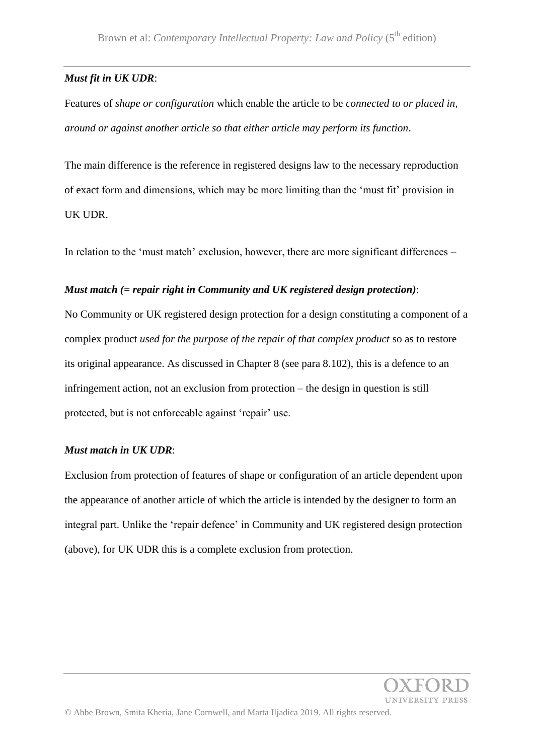***Must fit in UK UDR***:

Features of *shape or configuration* which enable the article to be *connected to or placed in, around or against another article so that either article may perform its function*.

The main difference is the reference in registered designs law to the necessary reproduction of exact form and dimensions, which may be more limiting than the 'must fit' provision in UK UDR.

In relation to the 'must match' exclusion, however, there are more significant differences –

***Must match (= repair right in Community and UK registered design protection)***:

No Community or UK registered design protection for a design constituting a component of a complex product *used for the purpose of the repair of that complex product* so as to restore its original appearance. As discussed in Chapter 8 (see para 8.102), this is a defence to an infringement action, not an exclusion from protection – the design in question is still protected, but is not enforceable against 'repair' use.

***Must match in UK UDR***:

Exclusion from protection of features of shape or configuration of an article dependent upon the appearance of another article of which the article is intended by the designer to form an integral part. Unlike the 'repair defence' in Community and UK registered design protection (above), for UK UDR this is a complete exclusion from protection.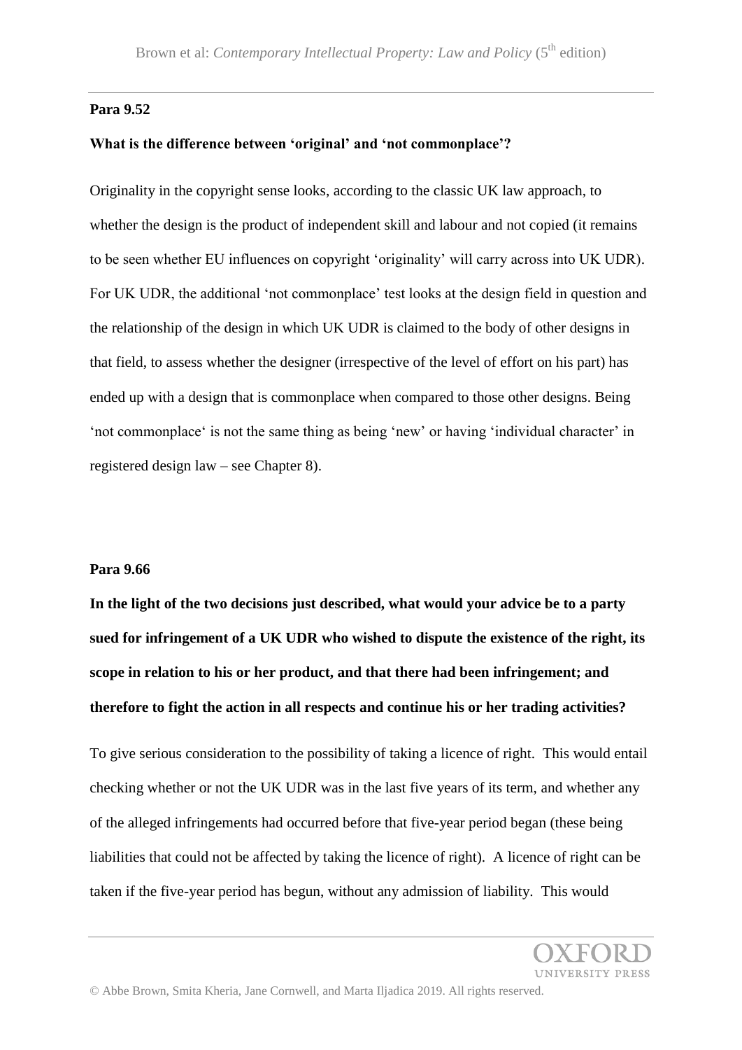**Para 9.52**

**What is the difference between 'original' and 'not commonplace'?**

Originality in the copyright sense looks, according to the classic UK law approach, to whether the design is the product of independent skill and labour and not copied (it remains to be seen whether EU influences on copyright 'originality' will carry across into UK UDR). For UK UDR, the additional 'not commonplace' test looks at the design field in question and the relationship of the design in which UK UDR is claimed to the body of other designs in that field, to assess whether the designer (irrespective of the level of effort on his part) has ended up with a design that is commonplace when compared to those other designs. Being 'not commonplace' is not the same thing as being 'new' or having 'individual character' in registered design law – see Chapter 8).

**Para 9.66**

**In the light of the two decisions just described, what would your advice be to a party sued for infringement of a UK UDR who wished to dispute the existence of the right, its scope in relation to his or her product, and that there had been infringement; and therefore to fight the action in all respects and continue his or her trading activities?**

To give serious consideration to the possibility of taking a licence of right. This would entail checking whether or not the UK UDR was in the last five years of its term, and whether any of the alleged infringements had occurred before that five-year period began (these being liabilities that could not be affected by taking the licence of right). A licence of right can be taken if the five-year period has begun, without any admission of liability. This would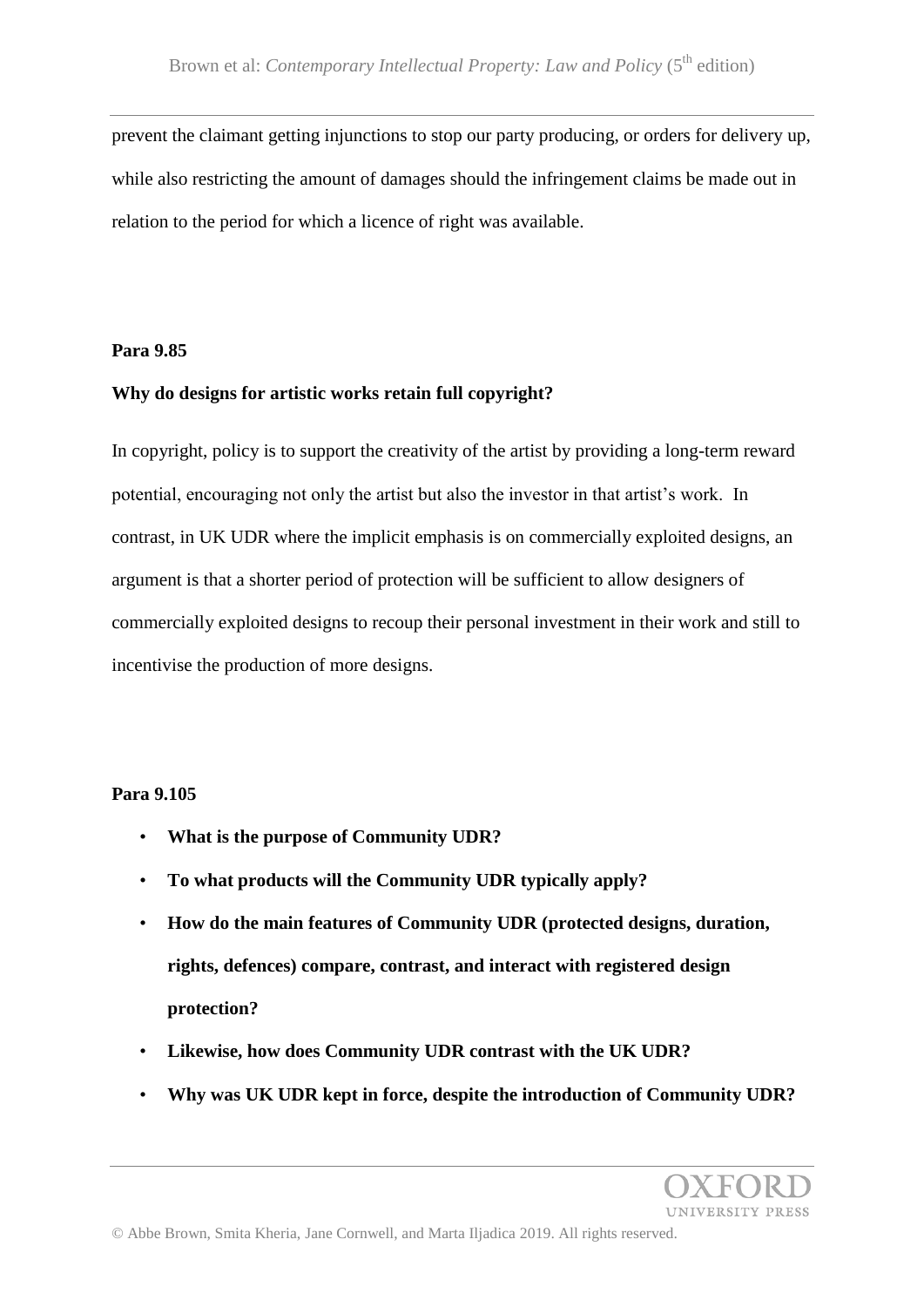prevent the claimant getting injunctions to stop our party producing, or orders for delivery up, while also restricting the amount of damages should the infringement claims be made out in relation to the period for which a licence of right was available.

**Para 9.85**

**Why do designs for artistic works retain full copyright?**

In copyright, policy is to support the creativity of the artist by providing a long-term reward potential, encouraging not only the artist but also the investor in that artist's work. In contrast, in UK UDR where the implicit emphasis is on commercially exploited designs, an argument is that a shorter period of protection will be sufficient to allow designers of commercially exploited designs to recoup their personal investment in their work and still to incentivise the production of more designs.

**Para 9.105**

- **What is the purpose of Community UDR?**
- **To what products will the Community UDR typically apply?**
- **How do the main features of Community UDR (protected designs, duration, rights, defences) compare, contrast, and interact with registered design protection?**
- **Likewise, how does Community UDR contrast with the UK UDR?**
- **Why was UK UDR kept in force, despite the introduction of Community UDR?**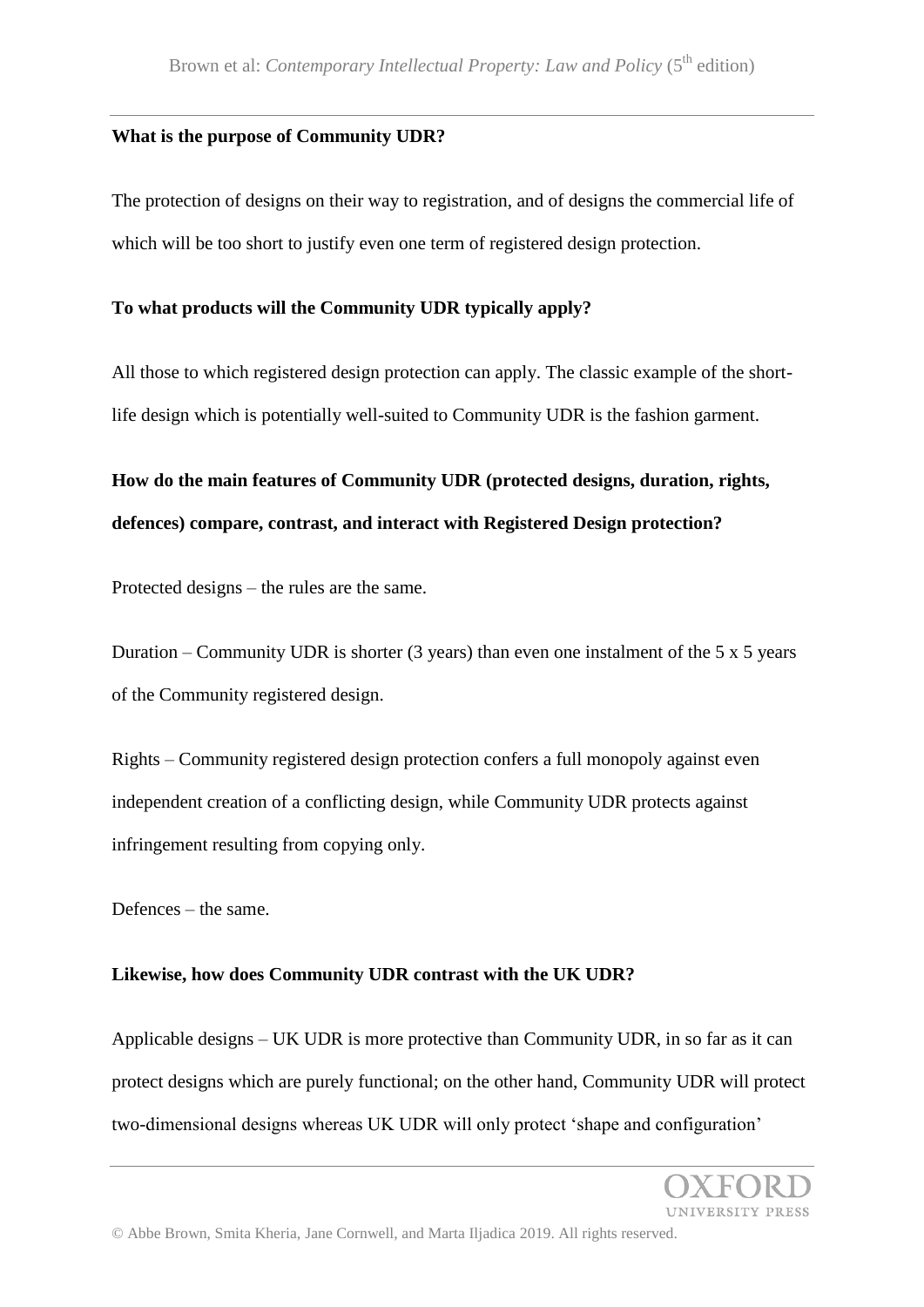**What is the purpose of Community UDR?**

The protection of designs on their way to registration, and of designs the commercial life of which will be too short to justify even one term of registered design protection.

**To what products will the Community UDR typically apply?**

All those to which registered design protection can apply. The classic example of the short-life design which is potentially well-suited to Community UDR is the fashion garment.

**How do the main features of Community UDR (protected designs, duration, rights, defences) compare, contrast, and interact with Registered Design protection?**

Protected designs – the rules are the same.

Duration – Community UDR is shorter (3 years) than even one instalment of the 5 x 5 years of the Community registered design.

Rights – Community registered design protection confers a full monopoly against even independent creation of a conflicting design, while Community UDR protects against infringement resulting from copying only.

Defences – the same.

**Likewise, how does Community UDR contrast with the UK UDR?**

Applicable designs – UK UDR is more protective than Community UDR, in so far as it can protect designs which are purely functional; on the other hand, Community UDR will protect two-dimensional designs whereas UK UDR will only protect 'shape and configuration'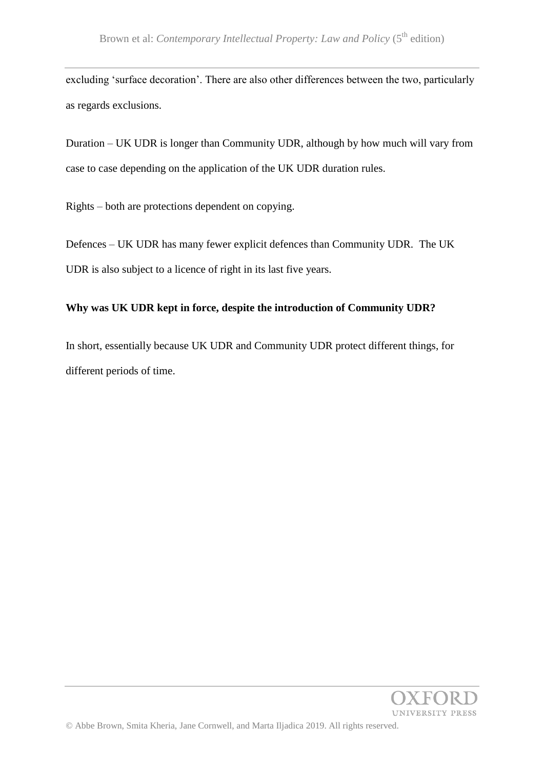excluding 'surface decoration'. There are also other differences between the two, particularly as regards exclusions.

Duration – UK UDR is longer than Community UDR, although by how much will vary from case to case depending on the application of the UK UDR duration rules.

Rights – both are protections dependent on copying.

Defences – UK UDR has many fewer explicit defences than Community UDR. The UK UDR is also subject to a licence of right in its last five years.

**Why was UK UDR kept in force, despite the introduction of Community UDR?**

In short, essentially because UK UDR and Community UDR protect different things, for different periods of time.